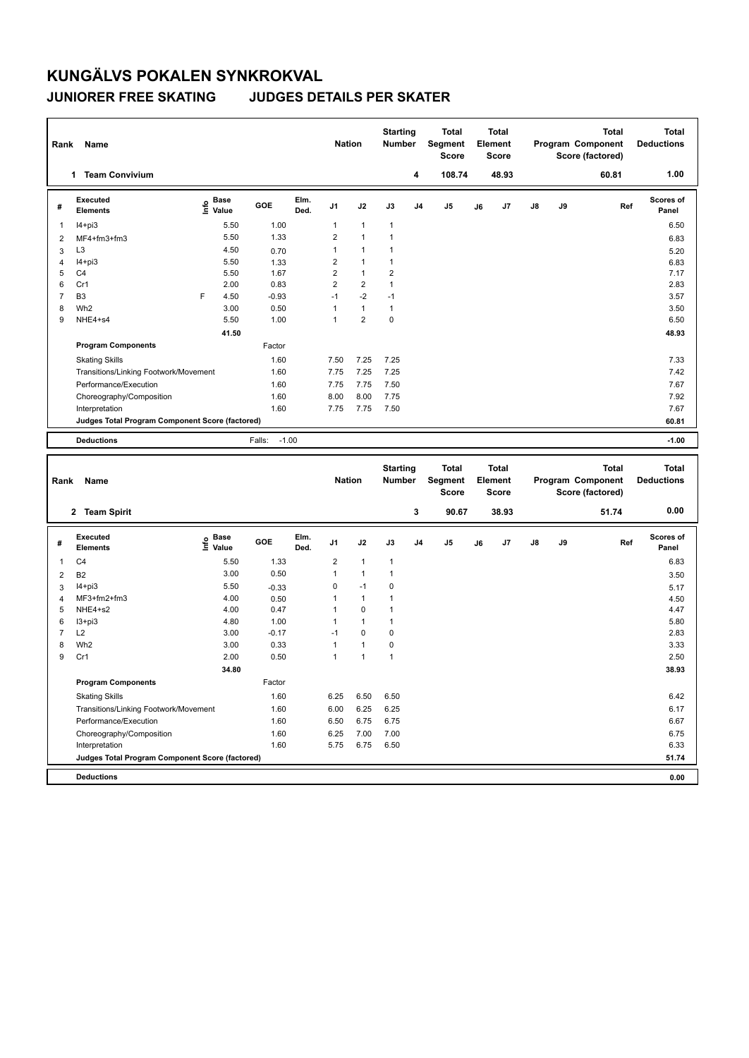# KUNGÄLVS POKALEN SYNKROKVAL

## JUNIORER FREE SKATING JUDGES DETAILS PER SKATER

| Rank | Name | Nation | Starting Number | Total Segment Score | Total Element Score | Total Program Component Score (factored) | Total Deductions |
|---|---|---|---|---|---|---|---|
| 1 | Team Convivium | | 4 | 108.74 | 48.93 | 60.81 | 1.00 |

| # | Executed Elements | Info | Base Value | GOE | Elm. Ded. | J1 | J2 | J3 | J4 | J5 | J6 | J7 | J8 | J9 | Ref | Scores of Panel |
|---|---|---|---|---|---|---|---|---|---|---|---|---|---|---|---|---|
| 1 | I4+pi3 | | 5.50 | 1.00 | | 1 | 1 | 1 | | | | | | | | 6.50 |
| 2 | MF4+fm3+fm3 | | 5.50 | 1.33 | | 2 | 1 | 1 | | | | | | | | 6.83 |
| 3 | L3 | | 4.50 | 0.70 | | 1 | 1 | 1 | | | | | | | | 5.20 |
| 4 | I4+pi3 | | 5.50 | 1.33 | | 2 | 1 | 1 | | | | | | | | 6.83 |
| 5 | C4 | | 5.50 | 1.67 | | 2 | 1 | 2 | | | | | | | | 7.17 |
| 6 | Cr1 | | 2.00 | 0.83 | | 2 | 2 | 1 | | | | | | | | 2.83 |
| 7 | B3 | F | 4.50 | -0.93 | | -1 | -2 | -1 | | | | | | | | 3.57 |
| 8 | Wh2 | | 3.00 | 0.50 | | 1 | 1 | 1 | | | | | | | | 3.50 |
| 9 | NHE4+s4 | | 5.50 | 1.00 | | 1 | 2 | 0 | | | | | | | | 6.50 |
| | | | 41.50 | | | | | | | | | | | | | 48.93 |
| | **Program Components** | | | Factor | | | | | | | | | | | | |
| | Skating Skills | | | 1.60 | | 7.50 | 7.25 | 7.25 | | | | | | | | 7.33 |
| | Transitions/Linking Footwork/Movement | | | 1.60 | | 7.75 | 7.25 | 7.25 | | | | | | | | 7.42 |
| | Performance/Execution | | | 1.60 | | 7.75 | 7.75 | 7.50 | | | | | | | | 7.67 |
| | Choreography/Composition | | | 1.60 | | 8.00 | 8.00 | 7.75 | | | | | | | | 7.92 |
| | Interpretation | | | 1.60 | | 7.75 | 7.75 | 7.50 | | | | | | | | 7.67 |
| | **Judges Total Program Component Score (factored)** | | | | | | | | | | | | | | | 60.81 |
| | **Deductions** | | | Falls: -1.00 | | | | | | | | | | | | -1.00 |

| Rank | Name | Nation | Starting Number | Total Segment Score | Total Element Score | Total Program Component Score (factored) | Total Deductions |
|---|---|---|---|---|---|---|---|
| 2 | Team Spirit | | 3 | 90.67 | 38.93 | 51.74 | 0.00 |

| # | Executed Elements | Info | Base Value | GOE | Elm. Ded. | J1 | J2 | J3 | J4 | J5 | J6 | J7 | J8 | J9 | Ref | Scores of Panel |
|---|---|---|---|---|---|---|---|---|---|---|---|---|---|---|---|---|
| 1 | C4 | | 5.50 | 1.33 | | 2 | 1 | 1 | | | | | | | | 6.83 |
| 2 | B2 | | 3.00 | 0.50 | | 1 | 1 | 1 | | | | | | | | 3.50 |
| 3 | I4+pi3 | | 5.50 | -0.33 | | 0 | -1 | 0 | | | | | | | | 5.17 |
| 4 | MF3+fm2+fm3 | | 4.00 | 0.50 | | 1 | 1 | 1 | | | | | | | | 4.50 |
| 5 | NHE4+s2 | | 4.00 | 0.47 | | 1 | 0 | 1 | | | | | | | | 4.47 |
| 6 | I3+pi3 | | 4.80 | 1.00 | | 1 | 1 | 1 | | | | | | | | 5.80 |
| 7 | L2 | | 3.00 | -0.17 | | -1 | 0 | 0 | | | | | | | | 2.83 |
| 8 | Wh2 | | 3.00 | 0.33 | | 1 | 1 | 0 | | | | | | | | 3.33 |
| 9 | Cr1 | | 2.00 | 0.50 | | 1 | 1 | 1 | | | | | | | | 2.50 |
| | | | 34.80 | | | | | | | | | | | | | 38.93 |
| | **Program Components** | | | Factor | | | | | | | | | | | | |
| | Skating Skills | | | 1.60 | | 6.25 | 6.50 | 6.50 | | | | | | | | 6.42 |
| | Transitions/Linking Footwork/Movement | | | 1.60 | | 6.00 | 6.25 | 6.25 | | | | | | | | 6.17 |
| | Performance/Execution | | | 1.60 | | 6.50 | 6.75 | 6.75 | | | | | | | | 6.67 |
| | Choreography/Composition | | | 1.60 | | 6.25 | 7.00 | 7.00 | | | | | | | | 6.75 |
| | Interpretation | | | 1.60 | | 5.75 | 6.75 | 6.50 | | | | | | | | 6.33 |
| | **Judges Total Program Component Score (factored)** | | | | | | | | | | | | | | | 51.74 |
| | **Deductions** | | | | | | | | | | | | | | | 0.00 |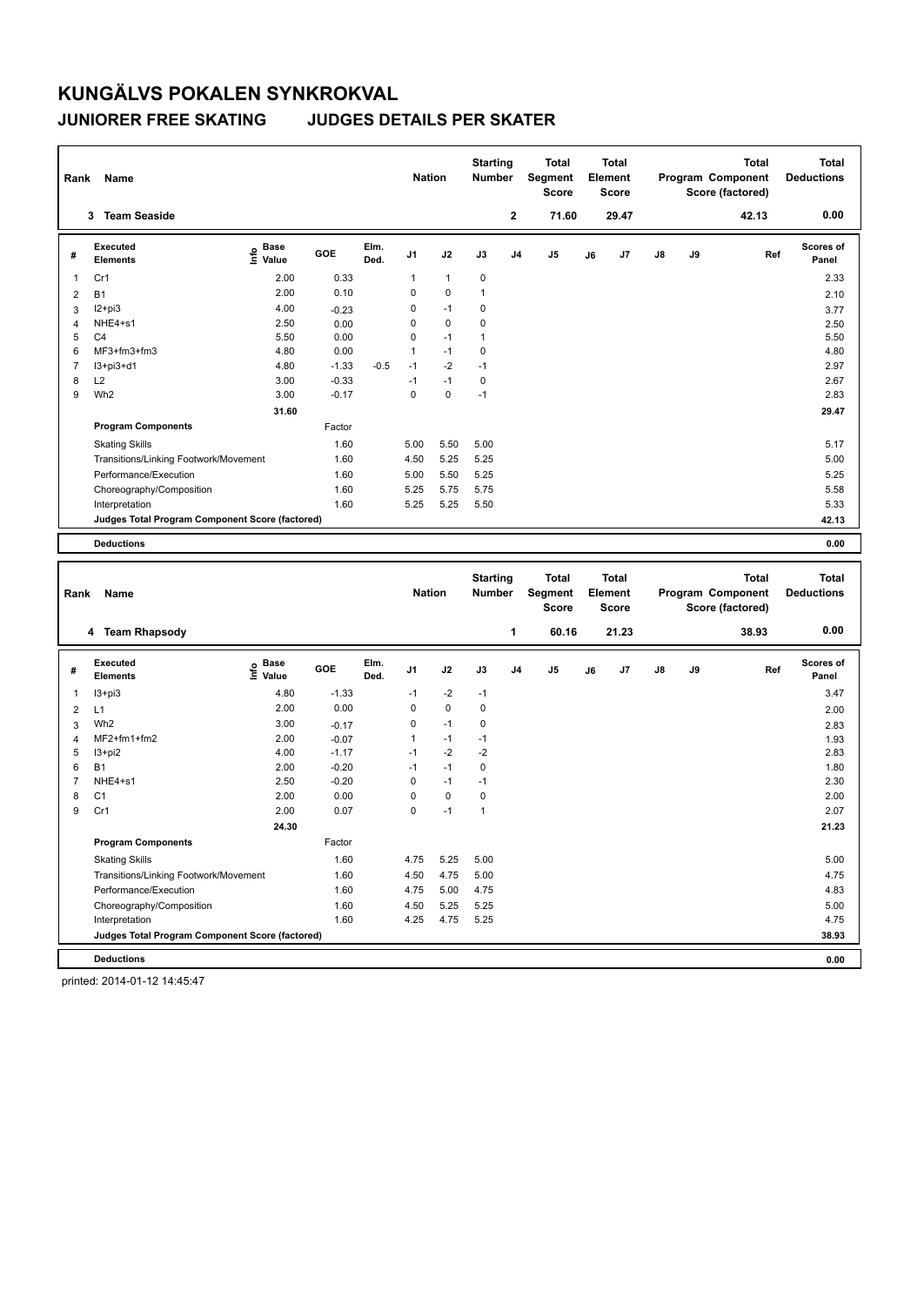# KUNGÄLVS POKALEN SYNKROKVAL

## JUNIORER FREE SKATING JUDGES DETAILS PER SKATER

| Rank | Name | Nation | Starting Number | Total Segment Score | Total Element Score | Total Program Component Score (factored) | Total Deductions |
|---|---|---|---|---|---|---|---|
| 3 | Team Seaside | | 2 | 71.60 | 29.47 | 42.13 | 0.00 |

| # | Executed Elements | Info | Base Value | GOE | Elm. Ded. | J1 | J2 | J3 | J4 | J5 | J6 | J7 | J8 | J9 | Ref | Scores of Panel |
|---|---|---|---|---|---|---|---|---|---|---|---|---|---|---|---|---|
| 1 | Cr1 | | 2.00 | 0.33 | | 1 | 1 | 0 | | | | | | | | 2.33 |
| 2 | B1 | | 2.00 | 0.10 | | 0 | 0 | 1 | | | | | | | | 2.10 |
| 3 | I2+pi3 | | 4.00 | -0.23 | | 0 | -1 | 0 | | | | | | | | 3.77 |
| 4 | NHE4+s1 | | 2.50 | 0.00 | | 0 | 0 | 0 | | | | | | | | 2.50 |
| 5 | C4 | | 5.50 | 0.00 | | 0 | -1 | 1 | | | | | | | | 5.50 |
| 6 | MF3+fm3+fm3 | | 4.80 | 0.00 | | 1 | -1 | 0 | | | | | | | | 4.80 |
| 7 | I3+pi3+d1 | | 4.80 | -1.33 | -0.5 | -1 | -2 | -1 | | | | | | | | 2.97 |
| 8 | L2 | | 3.00 | -0.33 | | -1 | -1 | 0 | | | | | | | | 2.67 |
| 9 | Wh2 | | 3.00 | -0.17 | | 0 | 0 | -1 | | | | | | | | 2.83 |
| | | | 31.60 | | | | | | | | | | | | | 29.47 |
| | **Program Components** | | | Factor | | | | | | | | | | | | |
| | Skating Skills | | | 1.60 | | 5.00 | 5.50 | 5.00 | | | | | | | | 5.17 |
| | Transitions/Linking Footwork/Movement | | | 1.60 | | 4.50 | 5.25 | 5.25 | | | | | | | | 5.00 |
| | Performance/Execution | | | 1.60 | | 5.00 | 5.50 | 5.25 | | | | | | | | 5.25 |
| | Choreography/Composition | | | 1.60 | | 5.25 | 5.75 | 5.75 | | | | | | | | 5.58 |
| | Interpretation | | | 1.60 | | 5.25 | 5.25 | 5.50 | | | | | | | | 5.33 |
| | **Judges Total Program Component Score (factored)** | | | | | | | | | | | | | | | 42.13 |
| | **Deductions** | | | | | | | | | | | | | | | 0.00 |

| Rank | Name | Nation | Starting Number | Total Segment Score | Total Element Score | Total Program Component Score (factored) | Total Deductions |
|---|---|---|---|---|---|---|---|
| 4 | Team Rhapsody | | 1 | 60.16 | 21.23 | 38.93 | 0.00 |

| # | Executed Elements | Info | Base Value | GOE | Elm. Ded. | J1 | J2 | J3 | J4 | J5 | J6 | J7 | J8 | J9 | Ref | Scores of Panel |
|---|---|---|---|---|---|---|---|---|---|---|---|---|---|---|---|---|
| 1 | I3+pi3 | | 4.80 | -1.33 | | -1 | -2 | -1 | | | | | | | | 3.47 |
| 2 | L1 | | 2.00 | 0.00 | | 0 | 0 | 0 | | | | | | | | 2.00 |
| 3 | Wh2 | | 3.00 | -0.17 | | 0 | -1 | 0 | | | | | | | | 2.83 |
| 4 | MF2+fm1+fm2 | | 2.00 | -0.07 | | 1 | -1 | -1 | | | | | | | | 1.93 |
| 5 | I3+pi2 | | 4.00 | -1.17 | | -1 | -2 | -2 | | | | | | | | 2.83 |
| 6 | B1 | | 2.00 | -0.20 | | -1 | -1 | 0 | | | | | | | | 1.80 |
| 7 | NHE4+s1 | | 2.50 | -0.20 | | 0 | -1 | -1 | | | | | | | | 2.30 |
| 8 | C1 | | 2.00 | 0.00 | | 0 | 0 | 0 | | | | | | | | 2.00 |
| 9 | Cr1 | | 2.00 | 0.07 | | 0 | -1 | 1 | | | | | | | | 2.07 |
| | | | 24.30 | | | | | | | | | | | | | 21.23 |
| | **Program Components** | | | Factor | | | | | | | | | | | | |
| | Skating Skills | | | 1.60 | | 4.75 | 5.25 | 5.00 | | | | | | | | 5.00 |
| | Transitions/Linking Footwork/Movement | | | 1.60 | | 4.50 | 4.75 | 5.00 | | | | | | | | 4.75 |
| | Performance/Execution | | | 1.60 | | 4.75 | 5.00 | 4.75 | | | | | | | | 4.83 |
| | Choreography/Composition | | | 1.60 | | 4.50 | 5.25 | 5.25 | | | | | | | | 5.00 |
| | Interpretation | | | 1.60 | | 4.25 | 4.75 | 5.25 | | | | | | | | 4.75 |
| | **Judges Total Program Component Score (factored)** | | | | | | | | | | | | | | | 38.93 |
| | **Deductions** | | | | | | | | | | | | | | | 0.00 |

printed: 2014-01-12 14:45:47